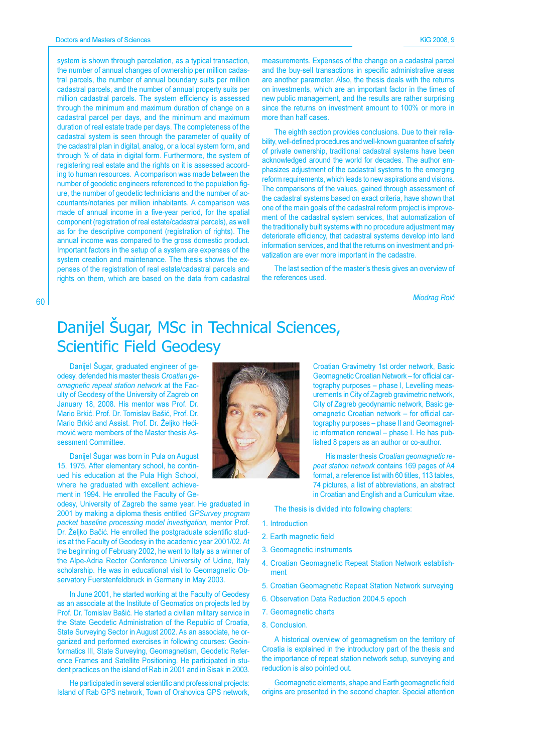system is shown through parcelation, as a typical transaction, the number of annual changes of ownership per million cadastral parcels, the number of annual boundary suits per million cadastral parcels, and the number of annual property suits per million cadastral parcels. The system efficiency is assessed through the minimum and maximum duration of change on a cadastral parcel per days, and the minimum and maximum duration of real estate trade per days. The completeness of the cadastral system is seen through the parameter of quality of the cadastral plan in digital, analog, or a local system form, and through % of data in digital form. Furthermore, the system of registering real estate and the rights on it is assessed according to human resources. A comparison was made between the number of geodetic engineers referenced to the population figure, the number of geodetic technicians and the number of accountants/notaries per million inhabitants. A comparison was made of annual income in a five-year period, for the spatial component (registration of real estate/cadastral parcels), as well as for the descriptive component (registration of rights). The annual income was compared to the gross domestic product. Important factors in the setup of a system are expenses of the system creation and maintenance. The thesis shows the expenses of the registration of real estate/cadastral parcels and rights on them, which are based on the data from cadastral measurements. Expenses of the change on a cadastral parcel and the buy-sell transactions in specific administrative areas are another parameter. Also, the thesis deals with the returns on investments, which are an important factor in the times of new public management, and the results are rather surprising since the returns on investment amount to 100% or more in more than half cases.

The eighth section provides conclusions. Due to their reliability, well-defined procedures and well-known guarantee of safety of private ownership, traditional cadastral systems have been acknowledged around the world for decades. The author emphasizes adjustment of the cadastral systems to the emerging reform requirements, which leads to new aspirations and visions. The comparisons of the values, gained through assessment of the cadastral systems based on exact criteria, have shown that one of the main goals of the cadastral reform project is improvement of the cadastral system services, that automatization of the traditionally built systems with no procedure adjustment may deteriorate efficiency, that cadastral systems develop into land information services, and that the returns on investment and privatization are ever more important in the cadastre.

The last section of the master's thesis gives an overview of the references used.

*Miodrag Roić*

# Danijel Šugar, MSc in Technical Sciences, Scientific Field Geodesy

Danijel Šugar, graduated engineer of geodesy, defended his master thesis *Croatian geomagnetic repeat station network* at the Faculty of Geodesy of the University of Zagreb on January 18, 2008. His mentor was Prof. Dr. Mario Brkić. Prof. Dr. Tomislav Bašić, Prof. Dr. Mario Brkić and Assist. Prof. Dr. Željko Hećimović were members of the Master thesis Assessment Committee.

Danijel Šugar was born in Pula on August 15, 1975. After elementary school, he continued his education at the Pula High School, where he graduated with excellent achievement in 1994. He enrolled the Faculty of Geodesy, University of Zagreb the same year. He graduated in 2001 by making a diploma thesis entitled *GPSurvey program packet baseline processing model investigation,* mentor Prof. Dr. Željko Bačić. He enrolled the postgraduate scientific studies at the Faculty of Geodesy in the academic year 2001/02. At the beginning of February 2002, he went to Italy as a winner of the Alpe-Adria Rector Conference University of Udine, Italy scholarship. He was in educational visit to Geomagnetic Observatory Fuerstenfeldbruck in Germany in May 2003.

In June 2001, he started working at the Faculty of Geodesy as an associate at the Institute of Geomatics on projects led by Prof. Dr. Tomislav Bašić. He started a civilian military service in the State Geodetic Administration of the Republic of Croatia, State Surveying Sector in August 2002. As an associate, he organized and performed exercises in following courses: Geoinformatics III, State Surveying, Geomagnetism, Geodetic Reference Frames and Satellite Positioning. He participated in student practices on the island of Rab in 2001 and in Sisak in 2003.

He participated in several scientific and professional projects: Island of Rab GPS network, Town of Orahovica GPS network, Croatian Gravimetry 1st order network, Basic Geomagnetic Croatian Network – for official cartography purposes – phase I, Levelling measurements in City of Zagreb gravimetric network, City of Zagreb geodynamic network, Basic geomagnetic Croatian network – for official cartography purposes – phase II and Geomagnetic information renewal – phase I. He has published 8 papers as an author or co-author.

His master thesis *Croatian geomagnetic repeat station network* contains 169 pages of A4 format, a reference list with 60 titles, 113 tables, 74 pictures, a list of abbreviations, an abstract in Croatian and English and a Curriculum vitae.

The thesis is divided into following chapters:

1. Introduction
2. Earth magnetic field
3. Geomagnetic instruments
4. Croatian Geomagnetic Repeat Station Network establishment
5. Croatian Geomagnetic Repeat Station Network surveying
6. Observation Data Reduction 2004.5 epoch
7. Geomagnetic charts
8. Conclusion.

A historical overview of geomagnetism on the territory of Croatia is explained in the introductory part of the thesis and the importance of repeat station network setup, surveying and reduction is also pointed out.

Geomagnetic elements, shape and Earth geomagnetic field origins are presented in the second chapter. Special attention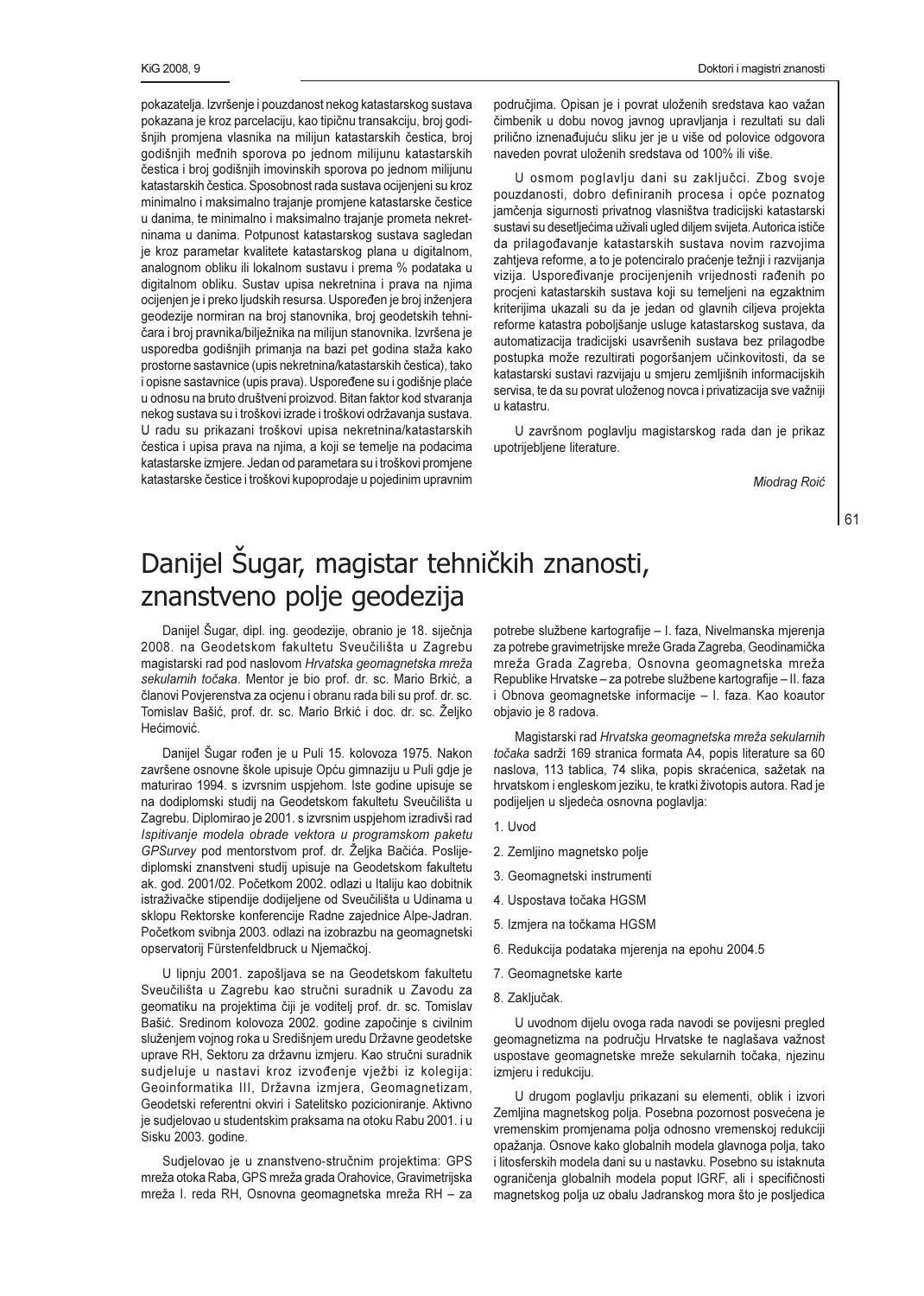pokazatelja. Izvršenje i pouzdanost nekog katastarskog sustava pokazana je kroz parcelaciju, kao tipičnu transakciju, broj godišnjih promjena vlasnika na milijun katastarskih čestica, broj godišnjih međnih sporova po jednom milijunu katastarskih čestica i broj godišnjih imovinskih sporova po jednom milijunu katastarskih čestica. Sposobnost rada sustava ocijenjeni su kroz minimalno i maksimalno trajanje promjene katastarske čestice u danima, te minimalno i maksimalno trajanje prometa nekretninama u danima. Potpunost katastarskog sustava sagledan je kroz parametar kvalitete katastarskog plana u digitalnom, analognom obliku ili lokalnom sustavu i prema % podataka u digitalnom obliku. Sustav upisa nekretnina i prava na njima ocijenjen je i preko ljudskih resursa. Uspoređen je broj inženjera geodezije normiran na broj stanovnika, broj geodetskih tehničara i broj pravnika/bilježnika na milijun stanovnika. Izvršena je usporedba godišnjih primanja na bazi pet godina staža kako prostorne sastavnice (upis nekretnina/katastarskih čestica), tako i opisne sastavnice (upis prava). Uspoređene su i godišnje plaće u odnosu na bruto društveni proizvod. Bitan faktor kod stvaranja nekog sustava su i troškovi izrade i troškovi održavanja sustava. U radu su prikazani troškovi upisa nekretnina/katastarskih čestica i upisa prava na njima, a koji se temelje na podacima katastarske izmjere. Jedan od parametara su i troškovi promjene katastarske čestice i troškovi kupoprodaje u pojedinim upravnim područjima. Opisan je i povrat uloženih sredstava kao važan čimbenik u dobu novog javnog upravljanja i rezultati su dali prilično iznenađujuću sliku jer je u više od polovice odgovora naveden povrat uloženih sredstava od 100% ili više.

U osmom poglavlju dani su zaključci. Zbog svoje pouzdanosti, dobro definiranih procesa i opće poznatog jamčenja sigurnosti privatnog vlasništva tradicijski katastarski sustavi su desetljećima uživali ugled diljem svijeta. Autorica ističe da prilagođavanje katastarskih sustava novim razvojima zahtjeva reforme, a to je potenciralo praćenje težnji i razvijanja vizija. Uspoređivanje procijenjenih vrijednosti rađenih po procjeni katastarskih sustava koji su temeljeni na egzaktnim kriterijima ukazali su da je jedan od glavnih ciljeva projekta reforme katastra poboljšanje usluge katastarskog sustava, da automatizacija tradicijski usavršenih sustava bez prilagodbe postupka može rezultirati pogoršanjem učinkovitosti, da se katastarski sustavi razvijaju u smjeru zemljišnih informacijskih servisa, te da su povrat uloženog novca i privatizacija sve važniji u katastru.

U završnom poglavlju magistarskog rada dan je prikaz upotrijebljene literature.

*Miodrag Roić*

# Danijel Šugar, magistar tehničkih znanosti, znanstveno polje geodezija

Danijel Šugar, dipl. ing. geodezije, obranio je 18. siječnja 2008. na Geodetskom fakultetu Sveučilišta u Zagrebu magistarski rad pod naslovom *Hrvatska geomagnetska mreža sekularnih točaka*. Mentor je bio prof. dr. sc. Mario Brkić, a članovi Povjerenstva za ocjenu i obranu rada bili su prof. dr. sc. Tomislav Bašić, prof. dr. sc. Mario Brkić i doc. dr. sc. Željko Hećimović.

Danijel Šugar rođen je u Puli 15. kolovoza 1975. Nakon završene osnovne škole upisuje Opću gimnaziju u Puli gdje je maturirao 1994. s izvrsnim uspjehom. Iste godine upisuje se na dodiplomski studij na Geodetskom fakultetu Sveučilišta u Zagrebu. Diplomirao je 2001. s izvrsnim uspjehom izradivši rad *Ispitivanje modela obrade vektora u programskom paketu GPSurvey* pod mentorstvom prof. dr. Željka Bačića. Poslijediplomski znanstveni studij upisuje na Geodetskom fakultetu ak. god. 2001/02. Početkom 2002. odlazi u Italiju kao dobitnik istraživačke stipendije dodijeljene od Sveučilišta u Udinama u sklopu Rektorske konferencije Radne zajednice Alpe-Jadran. Početkom svibnja 2003. odlazi na izobrazbu na geomagnetski opservatorij Fürstenfeldbruck u Njemačkoj.

U lipnju 2001. zapošljava se na Geodetskom fakultetu Sveučilišta u Zagrebu kao stručni suradnik u Zavodu za geomatiku na projektima čiji je voditelj prof. dr. sc. Tomislav Bašić. Sredinom kolovoza 2002. godine započinje s civilnim služenjem vojnog roka u Središnjem uredu Državne geodetske uprave RH, Sektoru za državnu izmjeru. Kao stručni suradnik sudjeluje u nastavi kroz izvođenje vježbi iz kolegija: Geoinformatika III, Državna izmjera, Geomagnetizam, Geodetski referentni okviri i Satelitsko pozicioniranje. Aktivno je sudjelovao u studentskim praksama na otoku Rabu 2001. i u Sisku 2003. godine.

Sudjelovao je u znanstveno-stručnim projektima: GPS mreža otoka Raba, GPS mreža grada Orahovice, Gravimetrijska mreža I. reda RH, Osnovna geomagnetska mreža RH – za potrebe službene kartografije – I. faza, Nivelmanska mjerenja za potrebe gravimetrijske mreže Grada Zagreba, Geodinamička mreža Grada Zagreba, Osnovna geomagnetska mreža Republike Hrvatske – za potrebe službene kartografije – II. faza i Obnova geomagnetske informacije – I. faza. Kao koautor objavio je 8 radova.

Magistarski rad *Hrvatska geomagnetska mreža sekularnih točaka* sadrži 169 stranica formata A4, popis literature sa 60 naslova, 113 tablica, 74 slika, popis skraćenica, sažetak na hrvatskom i engleskom jeziku, te kratki životopis autora. Rad je podijeljen u sljedeća osnovna poglavlja:

1. Uvod
2. Zemljino magnetsko polje
3. Geomagnetski instrumenti
4. Uspostava točaka HGSM
5. Izmjera na točkama HGSM
6. Redukcija podataka mjerenja na epohu 2004.5
7. Geomagnetske karte
8. Zaključak.

U uvodnom dijelu ovoga rada navodi se povijesni pregled geomagnetizma na području Hrvatske te naglašava važnost uspostave geomagnetske mreže sekularnih točaka, njezinu izmjeru i redukciju.

U drugom poglavlju prikazani su elementi, oblik i izvori Zemljina magnetskog polja. Posebna pozornost posvećena je vremenskim promjenama polja odnosno vremenskoj redukciji opažanja. Osnove kako globalnih modela glavnoga polja, tako i litosferskih modela dani su u nastavku. Posebno su istaknuta ograničenja globalnih modela poput IGRF, ali i specifičnosti magnetskog polja uz obalu Jadranskog mora što je posljedica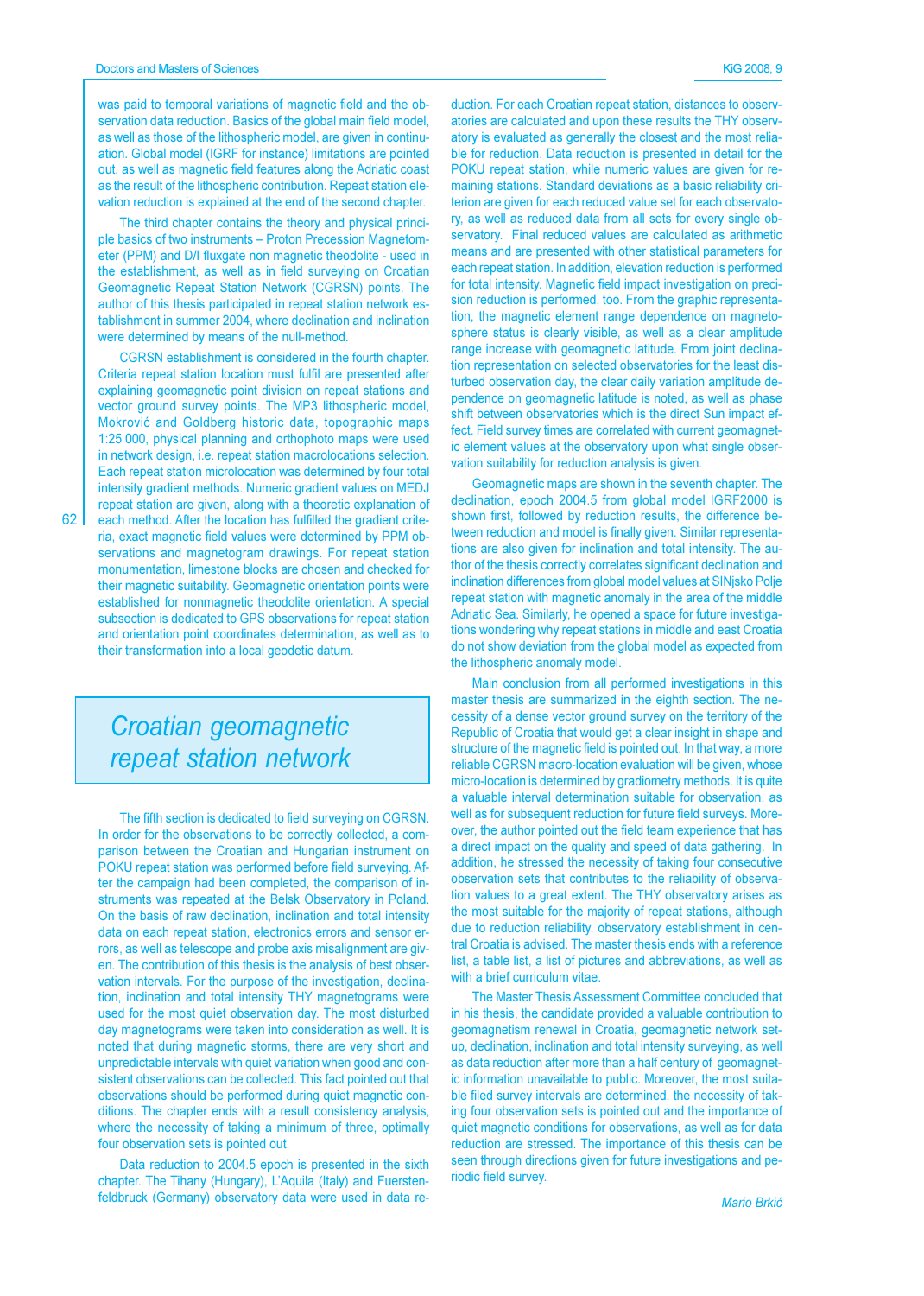was paid to temporal variations of magnetic field and the observation data reduction. Basics of the global main field model, as well as those of the lithospheric model, are given in continuation. Global model (IGRF for instance) limitations are pointed out, as well as magnetic field features along the Adriatic coast as the result of the lithospheric contribution. Repeat station elevation reduction is explained at the end of the second chapter.

The third chapter contains the theory and physical principle basics of two instruments – Proton Precession Magnetometer (PPM) and D/I fluxgate non magnetic theodolite - used in the establishment, as well as in field surveying on Croatian Geomagnetic Repeat Station Network (CGRSN) points. The author of this thesis participated in repeat station network establishment in summer 2004, where declination and inclination were determined by means of the null-method.

CGRSN establishment is considered in the fourth chapter. Criteria repeat station location must fulfil are presented after explaining geomagnetic point division on repeat stations and vector ground survey points. The MP3 lithospheric model, Mokrović and Goldberg historic data, topographic maps 1:25 000, physical planning and orthophoto maps were used in network design, i.e. repeat station macrolocations selection. Each repeat station microlocation was determined by four total intensity gradient methods. Numeric gradient values on MEDJ repeat station are given, along with a theoretic explanation of each method. After the location has fulfilled the gradient criteria, exact magnetic field values were determined by PPM observations and magnetogram drawings. For repeat station monumentation, limestone blocks are chosen and checked for their magnetic suitability. Geomagnetic orientation points were established for nonmagnetic theodolite orientation. A special subsection is dedicated to GPS observations for repeat station and orientation point coordinates determination, as well as to their transformation into a local geodetic datum.

## *Croatian geomagnetic repeat station network*

The fifth section is dedicated to field surveying on CGRSN. In order for the observations to be correctly collected, a comparison between the Croatian and Hungarian instrument on POKU repeat station was performed before field surveying. After the campaign had been completed, the comparison of instruments was repeated at the Belsk Observatory in Poland. On the basis of raw declination, inclination and total intensity data on each repeat station, electronics errors and sensor errors, as well as telescope and probe axis misalignment are given. The contribution of this thesis is the analysis of best observation intervals. For the purpose of the investigation, declination, inclination and total intensity THY magnetograms were used for the most quiet observation day. The most disturbed day magnetograms were taken into consideration as well. It is noted that during magnetic storms, there are very short and unpredictable intervals with quiet variation when good and consistent observations can be collected. This fact pointed out that observations should be performed during quiet magnetic conditions. The chapter ends with a result consistency analysis, where the necessity of taking a minimum of three, optimally four observation sets is pointed out.

Data reduction to 2004.5 epoch is presented in the sixth chapter. The Tihany (Hungary), L'Aquila (Italy) and Fuerstenfeldbruck (Germany) observatory data were used in data reduction. For each Croatian repeat station, distances to observatories are calculated and upon these results the THY observatory is evaluated as generally the closest and the most reliable for reduction. Data reduction is presented in detail for the POKU repeat station, while numeric values are given for remaining stations. Standard deviations as a basic reliability criterion are given for each reduced value set for each observatory, as well as reduced data from all sets for every single observatory. Final reduced values are calculated as arithmetic means and are presented with other statistical parameters for each repeat station. In addition, elevation reduction is performed for total intensity. Magnetic field impact investigation on precision reduction is performed, too. From the graphic representation, the magnetic element range dependence on magnetosphere status is clearly visible, as well as a clear amplitude range increase with geomagnetic latitude. From joint declination representation on selected observatories for the least disturbed observation day, the clear daily variation amplitude dependence on geomagnetic latitude is noted, as well as phase shift between observatories which is the direct Sun impact effect. Field survey times are correlated with current geomagnetic element values at the observatory upon what single observation suitability for reduction analysis is given.

Geomagnetic maps are shown in the seventh chapter. The declination, epoch 2004.5 from global model IGRF2000 is shown first, followed by reduction results, the difference between reduction and model is finally given. Similar representations are also given for inclination and total intensity. The author of the thesis correctly correlates significant declination and inclination differences from global model values at SINjsko Polje repeat station with magnetic anomaly in the area of the middle Adriatic Sea. Similarly, he opened a space for future investigations wondering why repeat stations in middle and east Croatia do not show deviation from the global model as expected from the lithospheric anomaly model.

Main conclusion from all performed investigations in this master thesis are summarized in the eighth section. The necessity of a dense vector ground survey on the territory of the Republic of Croatia that would get a clear insight in shape and structure of the magnetic field is pointed out. In that way, a more reliable CGRSN macro-location evaluation will be given, whose micro-location is determined by gradiometry methods. It is quite a valuable interval determination suitable for observation, as well as for subsequent reduction for future field surveys. Moreover, the author pointed out the field team experience that has a direct impact on the quality and speed of data gathering. In addition, he stressed the necessity of taking four consecutive observation sets that contributes to the reliability of observation values to a great extent. The THY observatory arises as the most suitable for the majority of repeat stations, although due to reduction reliability, observatory establishment in central Croatia is advised. The master thesis ends with a reference list, a table list, a list of pictures and abbreviations, as well as with a brief curriculum vitae.

The Master Thesis Assessment Committee concluded that in his thesis, the candidate provided a valuable contribution to geomagnetism renewal in Croatia, geomagnetic network setup, declination, inclination and total intensity surveying, as well as data reduction after more than a half century of geomagnetic information unavailable to public. Moreover, the most suitable filed survey intervals are determined, the necessity of taking four observation sets is pointed out and the importance of quiet magnetic conditions for observations, as well as for data reduction are stressed. The importance of this thesis can be seen through directions given for future investigations and periodic field survey.

*Mario Brkić*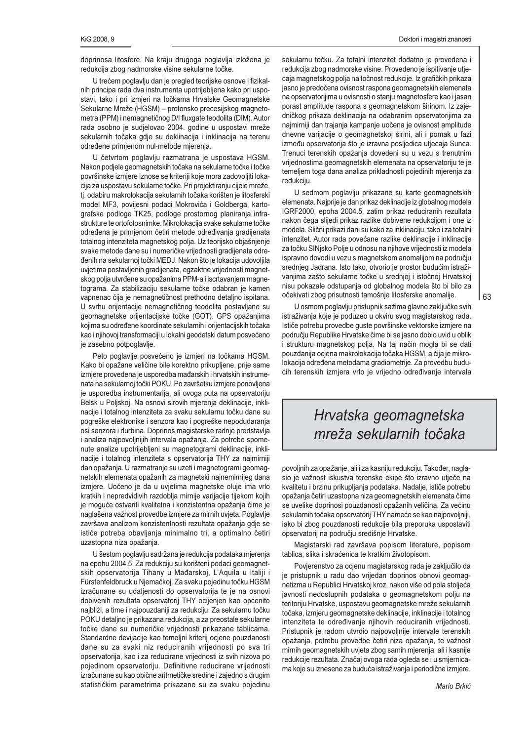doprinosa litosfere. Na kraju drugoga poglavlja izložena je redukcija zbog nadmorske visine sekularne točke.

U trećem poglavlju dan je pregled teorijske osnove i fizikalnih principa rada dva instrumenta upotrijebljena kako pri uspostavi, tako i pri izmjeri na točkama Hrvatske Geomagnetske Sekularne Mreže (HGSM) – protonsko precesijskog magnetometra (PPM) i nemagnetičnog D/I fluxgate teodolita (DIM). Autor rada osobno je sudjelovao 2004. godine u uspostavi mreže sekularnih točaka gdje su deklinacija i inklinacija na terenu određene primjenom nul-metode mjerenja.

U četvrtom poglavlju razmatrana je uspostava HGSM. Nakon podjele geomagnetskih točaka na sekularne točke i točke površinske izmjere iznose se kriteriji koje mora zadovoljiti lokacija za uspostavu sekularne točke. Pri projektiranju cijele mreže, tj. odabiru makrolokacija sekularnih točaka korišten je litosferski model MF3, povijesni podaci Mokrovića i Goldberga, kartografske podloge TK25, podloge prostornog planiranja infrastrukture te ortofotosnimke. Mikrolokacija svake sekularne točke određena je primjenom četiri metode određivanja gradijenata totalnog intenziteta magnetskog polja. Uz teorijsko objašnjenje svake metode dane su i numeričke vrijednosti gradijenata određenih na sekularnoj točki MEDJ. Nakon što je lokacija udovoljila uvjetima postavljenih gradijenata, egzaktne vrijednosti magnetskog polja utvrđene su opažanjima PPM-a i iscrtavanjem magnetograma. Za stabilizaciju sekularne točke odabran je kamen vapnenac čija je nemagnetičnost prethodno detaljno ispitana. U svrhu orijentacije nemagnetičnog teodolita postavljane su geomagnetske orijentacijske točke (GOT). GPS opažanjima kojima su određene koordinate sekularnih i orijentacijskih točaka kao i njihovoj transformaciji u lokalni geodetski datum posvećeno je zasebno potpoglavlje.

Peto poglavlje posvećeno je izmjeri na točkama HGSM. Kako bi opažane veličine bile korektno prikupljene, prije same izmjere provedena je usporedba mađarskih i hrvatskih instrumenata na sekularnoj točki POKU. Po završetku izmjere ponovljena je usporedba instrumentarija, ali ovoga puta na opservatoriju Belsk u Poljskoj. Na osnovi sirovih mjerenja deklinacije, inklinacije i totalnog intenziteta za svaku sekularnu točku dane su pogreške elektronike i senzora kao i pogreške nepodudaranja osi senzora i durbina. Doprinos magistarske radnje predstavlja i analiza najpovoljnijih intervala opažanja. Za potrebe spomenute analize upotrijebljeni su magnetogrami deklinacije, inklinacije i totalnog intenziteta s opservatorija THY za najmirniji dan opažanja. U razmatranje su uzeti i magnetogrami geomagnetskih elemenata opažanih za magnetski najnemirnijeg dana izmjere. Uočeno je da u uvjetima magnetske oluje ima vrlo kratkih i nepredvidivih razdoblja mirnije varijacije tijekom kojih je moguće ostvariti kvalitetna i konzistentna opažanja čime je naglašena važnost provedbe izmjere za mirnih uvjeta. Poglavlje završava analizom konzistentnosti rezultata opažanja gdje se ističe potreba obavljanja minimalno tri, a optimalno četiri uzastopna niza opažanja.

U šestom poglavlju sadržana je redukcija podataka mjerenja na epohu 2004.5. Za redukciju su korišteni podaci geomagnetskih opservatorija Tihany u Mađarskoj, L'Aquila u Italiji i Fürstenfeldbruck u Njemačkoj. Za svaku pojedinu točku HGSM izračunane su udaljenosti do opservatorija te je na osnovi dobivenih rezultata opservatorij THY ocijenjen kao općenito najbliži, a time i najpouzdaniji za redukciju. Za sekularnu točku POKU detaljno je prikazana redukcija, a za preostale sekularne točke dane su numeričke vrijednosti prikazane tablicama. Standardne devijacije kao temeljni kriterij ocjene pouzdanosti dane su za svaki niz reduciranih vrijednosti po sva tri opservatorija, kao i za reducirane vrijednosti iz svih nizova po pojedinom opservatoriju. Definitivne reducirane vrijednosti izračunane su kao obične aritmetičke sredine i zajedno s drugim statističkim parametrima prikazane su za svaku pojedinu sekularnu točku. Za totalni intenzitet dodatno je provedena i redukcija zbog nadmorske visine. Provedeno je ispitivanje utjecaja magnetskog polja na točnost redukcije. Iz grafičkih prikaza jasno je predočena ovisnost raspona geomagnetskih elemenata na opservatorijima u ovisnosti o stanju magnetosfere kao i jasan porast amplitude raspona s geomagnetskom širinom. Iz zajedničkog prikaza deklinacija na odabranim opservatorijima za najmirniji dan trajanja kampanje uočena je ovisnost amplitude dnevne varijacije o geomagnetskoj širini, ali i pomak u fazi između opservatorija što je izravna posljedica utjecaja Sunca. Trenuci terenskih opažanja dovedeni su u vezu s trenutnim vrijednostima geomagnetskih elemenata na opservatoriju te je temeljem toga dana analiza prikladnosti pojedinih mjerenja za redukciju.

U sedmom poglavlju prikazane su karte geomagnetskih elemenata. Najprije je dan prikaz deklinacije iz globalnog modela IGRF2000, epoha 2004.5, zatim prikaz reduciranih rezultata nakon čega slijedi prikaz razlike dobivene redukcijom i one iz modela. Slični prikazi dani su kako za inklinaciju, tako i za totalni intenzitet. Autor rada povećane razlike deklinacije i inklinacije za točku SINjsko Polje u odnosu na njihove vrijednosti iz modela ispravno dovodi u vezu s magnetskom anomalijom na području srednjeg Jadrana. Isto tako, otvorio je prostor budućim istraživanjima zašto sekularne točke u srednjoj i istočnoj Hrvatskoj nisu pokazale odstupanja od globalnog modela što bi bilo za očekivati zbog prisutnosti tamošnje litosferske anomalije.

U osmom poglavlju pristupnik sažima glavne zaključke svih istraživanja koje je poduzeo u okviru svog magistarskog rada. Ističe potrebu provedbe guste površinske vektorske izmjere na području Republike Hrvatske čime bi se jasno dobio uvid u oblik i strukturu magnetskog polja. Na taj način mogla bi se dati pouzdanija ocjena makrolokacija točaka HGSM, a čija je mikrolokacija određena metodama gradiometrije. Za provedbu budućih terenskih izmjera vrlo je vrijedno određivanje intervala povoljnih za opažanje, ali i za kasniju redukciju. Također, naglasio je važnost iskustva terenske ekipe što izravno utječe na kvalitetu i brzinu prikupljanja podataka. Nadalje, ističe potrebu opažanja četiri uzastopna niza geomagnetskih elemenata čime se uvelike doprinosi pouzdanosti opažanih veličina. Za većinu sekularnih točaka opservatorij THY nameće se kao najpovoljniji, iako bi zbog pouzdanosti redukcije bila preporuka uspostaviti opservatorij na području središnje Hrvatske.

Magistarski rad završava popisom literature, popisom tablica, slika i skraćenica te kratkim životopisom.

Povjerenstvo za ocjenu magistarskog rada je zaključilo da je pristupnik u radu dao vrijedan doprinos obnovi geomagnetizma u Republici Hrvatskoj kroz, nakon više od pola stoljeća javnosti nedostupnih podataka o geomagnetskom polju na teritoriju Hrvatske, uspostavu geomagnetske mreže sekularnih točaka, izmjeru geomagnetske deklinacije, inklinacije i totalnog intenziteta te određivanje njihovih reduciranih vrijednosti. Pristupnik je radom utvrdio najpovoljnije intervale terenskih opažanja, potrebu provedbe četiri niza opažanja, te važnost mirnih geomagnetskih uvjeta zbog samih mjerenja, ali i kasnije redukcije rezultata. Značaj ovoga rada ogleda se i u smjernicama koje su iznesene za buduća istraživanja i periodične izmjere.

*Mario Brkić*

*Hrvatska geomagnetska mreža sekularnih točaka*